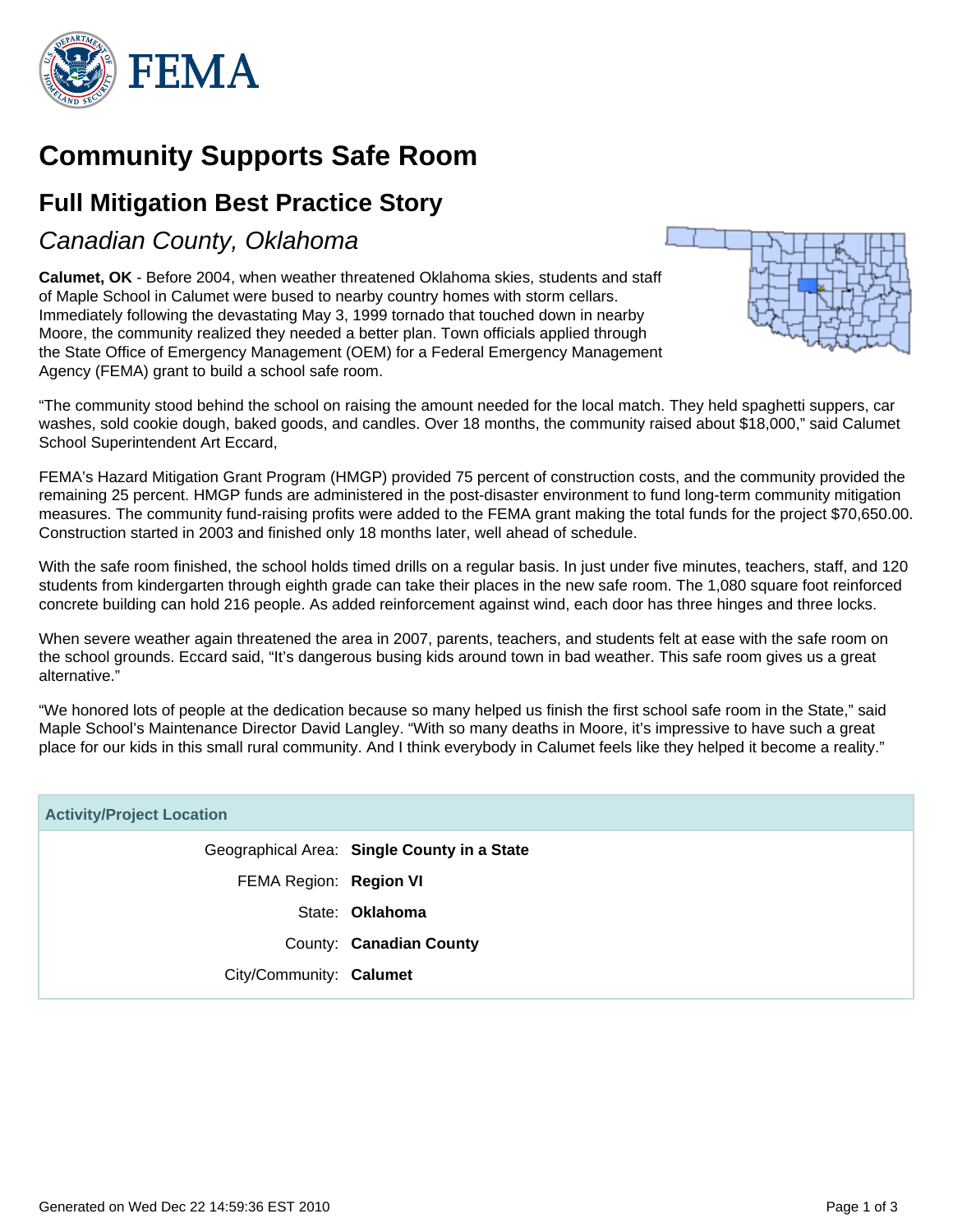# Community Supports Safe Room

## Full Mitigation Best Practice Story

### *Canadian County, Oklahoma*

**Calumet, OK** - Before 2004, when weather threatened Oklahoma skies, students and staff of Maple School in Calumet were bused to nearby country homes with storm cellars. Immediately following the devastating May 3, 1999 tornado that touched down in nearby Moore, the community realized they needed a better plan. Town officials applied through the State Office of Emergency Management (OEM) for a Federal Emergency Management Agency (FEMA) grant to build a school safe room.

"The community stood behind the school on raising the amount needed for the local match. They held spaghetti suppers, car washes, sold cookie dough, baked goods, and candles. Over 18 months, the community raised about $18,000," said Calumet School Superintendent Art Eccard,

FEMA's Hazard Mitigation Grant Program (HMGP) provided 75 percent of construction costs, and the community provided the remaining 25 percent. HMGP funds are administered in the post-disaster environment to fund long-term community mitigation measures. The community fund-raising profits were added to the FEMA grant making the total funds for the project $70,650.00. Construction started in 2003 and finished only 18 months later, well ahead of schedule.

With the safe room finished, the school holds timed drills on a regular basis. In just under five minutes, teachers, staff, and 120 students from kindergarten through eighth grade can take their places in the new safe room. The 1,080 square foot reinforced concrete building can hold 216 people. As added reinforcement against wind, each door has three hinges and three locks.

When severe weather again threatened the area in 2007, parents, teachers, and students felt at ease with the safe room on the school grounds. Eccard said, "It's dangerous busing kids around town in bad weather. This safe room gives us a great alternative."

"We honored lots of people at the dedication because so many helped us finish the first school safe room in the State," said Maple School's Maintenance Director David Langley. "With so many deaths in Moore, it's impressive to have such a great place for our kids in this small rural community. And I think everybody in Calumet feels like they helped it become a reality."

| Activity/Project Location | |
|---|---|
| Geographical Area: | **Single County in a State** |
| FEMA Region: | **Region VI** |
| State: | **Oklahoma** |
| County: | **Canadian County** |
| City/Community: | **Calumet** |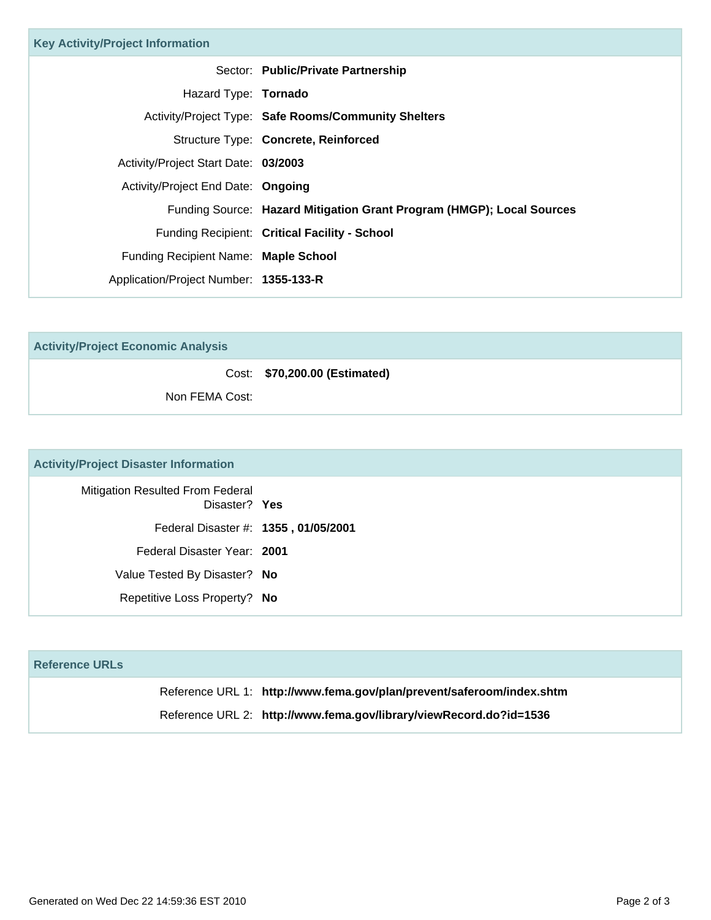## Key Activity/Project Information

| | |
|---|---|
| Sector: | **Public/Private Partnership** |
| Hazard Type: | **Tornado** |
| Activity/Project Type: | **Safe Rooms/Community Shelters** |
| Structure Type: | **Concrete, Reinforced** |
| Activity/Project Start Date: | **03/2003** |
| Activity/Project End Date: | **Ongoing** |
| Funding Source: | **Hazard Mitigation Grant Program (HMGP); Local Sources** |
| Funding Recipient: | **Critical Facility - School** |
| Funding Recipient Name: | **Maple School** |
| Application/Project Number: | **1355-133-R** |

## Activity/Project Economic Analysis

| | |
|---|---|
| Cost: | **$70,200.00 (Estimated)** |
| Non FEMA Cost: | |

## Activity/Project Disaster Information

| | |
|---|---|
| Mitigation Resulted From Federal Disaster? | **Yes** |
| Federal Disaster #: | **1355 , 01/05/2001** |
| Federal Disaster Year: | **2001** |
| Value Tested By Disaster? | **No** |
| Repetitive Loss Property? | **No** |

## Reference URLs

| | |
|---|---|
| Reference URL 1: | **http://www.fema.gov/plan/prevent/saferoom/index.shtm** |
| Reference URL 2: | **http://www.fema.gov/library/viewRecord.do?id=1536** |

Generated on Wed Dec 22 14:59:36 EST 2010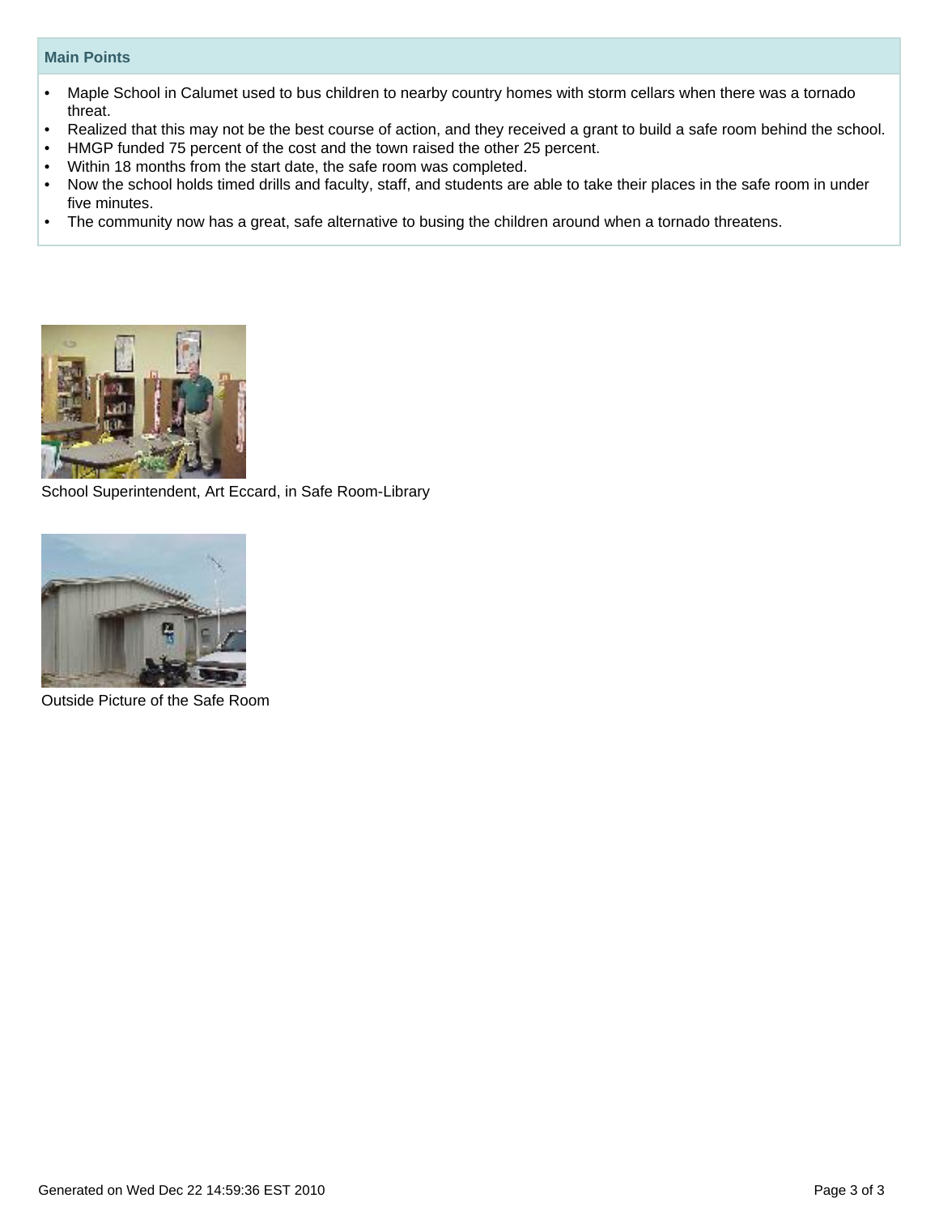### Main Points

- Maple School in Calumet used to bus children to nearby country homes with storm cellars when there was a tornado threat.
- Realized that this may not be the best course of action, and they received a grant to build a safe room behind the school.
- HMGP funded 75 percent of the cost and the town raised the other 25 percent.
- Within 18 months from the start date, the safe room was completed.
- Now the school holds timed drills and faculty, staff, and students are able to take their places in the safe room in under five minutes.
- The community now has a great, safe alternative to busing the children around when a tornado threatens.

School Superintendent, Art Eccard, in Safe Room-Library

Outside Picture of the Safe Room

Generated on Wed Dec 22 14:59:36 EST 2010